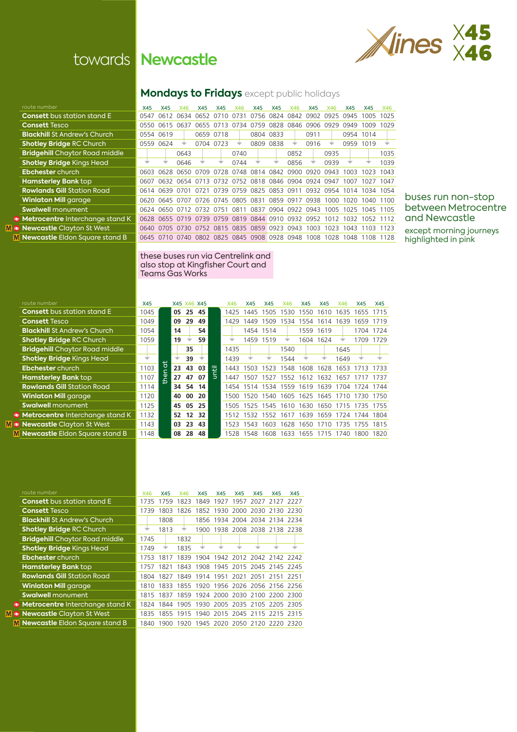# towards Newcastle

Xlines X45 X46

## Mondays to Fridays except public holidays

| route number | X45 | X45 | X46 | X45 | X45 | X46 | X45 | X45 | X46 | X45 | X46 | X45 | X45 | X46 |
|---|---|---|---|---|---|---|---|---|---|---|---|---|---|---|
| Consett bus station stand E | 0547 | 0612 | 0634 | 0652 | 0710 | 0731 | 0756 | 0824 | 0842 | 0902 | 0925 | 0945 | 1005 | 1025 |
| Consett Tesco | 0550 | 0615 | 0637 | 0655 | 0713 | 0734 | 0759 | 0828 | 0846 | 0906 | 0929 | 0949 | 1009 | 1029 |
| Blackhill St Andrew's Church | 0554 | 0619 | | 0659 | 0718 | | 0804 | 0833 | | 0911 | | 0954 | 1014 | |
| Shotley Bridge RC Church | 0559 | 0624 | ↓ | 0704 | 0723 | ↓ | 0809 | 0838 | ↓ | 0916 | ↓ | 0959 | 1019 | ↓ |
| Bridgehill Chaytor Road middle | | | 0643 | | | 0740 | | | 0852 | | 0935 | | | 1035 |
| Shotley Bridge Kings Head | ↓ | ↓ | 0646 | ↓ | ↓ | 0744 | ↓ | ↓ | 0856 | ↓ | 0939 | ↓ | ↓ | 1039 |
| Ebchester church | 0603 | 0628 | 0650 | 0709 | 0728 | 0748 | 0814 | 0842 | 0900 | 0920 | 0943 | 1003 | 1023 | 1043 |
| Hamsterley Bank top | 0607 | 0632 | 0654 | 0713 | 0732 | 0752 | 0818 | 0846 | 0904 | 0924 | 0947 | 1007 | 1027 | 1047 |
| Rowlands Gill Station Road | 0614 | 0639 | 0701 | 0721 | 0739 | 0759 | 0825 | 0853 | 0911 | 0932 | 0954 | 1014 | 1034 | 1054 |
| Winlaton Mill garage | 0620 | 0645 | 0707 | 0726 | 0745 | 0805 | 0831 | 0859 | 0917 | 0938 | 1000 | 1020 | 1040 | 1100 |
| Swalwell monument | 0624 | 0650 | 0712 | 0732 | 0751 | 0811 | 0837 | 0904 | 0922 | 0944 | 1005 | 1025 | 1045 | 1105 |
| Metrocentre Interchange stand K | 0628 | 0655 | 0719 | 0739 | 0759 | 0819 | 0844 | 0910 | 0932 | 0952 | 1012 | 1032 | 1052 | 1112 |
| Newcastle Clayton St West | 0640 | 0705 | 0730 | 0752 | 0815 | 0835 | 0859 | 0923 | 0943 | 1003 | 1023 | 1043 | 1103 | 1123 |
| Newcastle Eldon Square stand B | 0645 | 0710 | 0740 | 0802 | 0825 | 0845 | 0908 | 0928 | 0948 | 1008 | 1028 | 1048 | 1108 | 1128 |

these buses run via Centrelink and also stop at Kingfisher Court and Teams Gas Works

buses run non-stop between Metrocentre and Newcastle

except morning journeys highlighted in pink

| route number | X45 | | X45 | X46 | X45 | | X46 | X45 | X45 | X46 | X45 | X45 | X46 | X45 | X45 |
|---|---|---|---|---|---|---|---|---|---|---|---|---|---|---|---|
| Consett bus station stand E | 1045 | then at | 05 | 25 | 45 | until | 1425 | 1445 | 1505 | 1530 | 1550 | 1610 | 1635 | 1655 | 1715 |
| Consett Tesco | 1049 | | 09 | 29 | 49 | | 1429 | 1449 | 1509 | 1534 | 1554 | 1614 | 1639 | 1659 | 1719 |
| Blackhill St Andrew's Church | 1054 | | 14 | | 54 | | | 1454 | 1514 | | 1559 | 1619 | | 1704 | 1724 |
| Shotley Bridge RC Church | 1059 | | 19 | ↓ | 59 | | ↓ | 1459 | 1519 | ↓ | 1604 | 1624 | ↓ | 1709 | 1729 |
| Bridgehill Chaytor Road middle | | | | 35 | | | 1435 | | | 1540 | | | 1645 | | |
| Shotley Bridge Kings Head | ↓ | | ↓ | 39 | ↓ | | 1439 | ↓ | ↓ | 1544 | ↓ | ↓ | 1649 | ↓ | ↓ |
| Ebchester church | 1103 | | 23 | 43 | 03 | | 1443 | 1503 | 1523 | 1548 | 1608 | 1628 | 1653 | 1713 | 1733 |
| Hamsterley Bank top | 1107 | | 27 | 47 | 07 | | 1447 | 1507 | 1527 | 1552 | 1612 | 1632 | 1657 | 1717 | 1737 |
| Rowlands Gill Station Road | 1114 | | 34 | 54 | 14 | | 1454 | 1514 | 1534 | 1559 | 1619 | 1639 | 1704 | 1724 | 1744 |
| Winlaton Mill garage | 1120 | | 40 | 00 | 20 | | 1500 | 1520 | 1540 | 1605 | 1625 | 1645 | 1710 | 1730 | 1750 |
| Swalwell monument | 1125 | | 45 | 05 | 25 | | 1505 | 1525 | 1545 | 1610 | 1630 | 1650 | 1715 | 1735 | 1755 |
| Metrocentre Interchange stand K | 1132 | | 52 | 12 | 32 | | 1512 | 1532 | 1552 | 1617 | 1639 | 1659 | 1724 | 1744 | 1804 |
| Newcastle Clayton St West | 1143 | | 03 | 23 | 43 | | 1523 | 1543 | 1603 | 1628 | 1650 | 1710 | 1735 | 1755 | 1815 |
| Newcastle Eldon Square stand B | 1148 | | 08 | 28 | 48 | | 1528 | 1548 | 1608 | 1633 | 1655 | 1715 | 1740 | 1800 | 1820 |

| route number | X46 | X45 | X46 | X45 | X45 | X45 | X45 | X45 | X45 |
|---|---|---|---|---|---|---|---|---|---|
| Consett bus station stand E | 1735 | 1759 | 1823 | 1849 | 1927 | 1957 | 2027 | 2127 | 2227 |
| Consett Tesco | 1739 | 1803 | 1826 | 1852 | 1930 | 2000 | 2030 | 2130 | 2230 |
| Blackhill St Andrew's Church | | 1808 | | 1856 | 1934 | 2004 | 2034 | 2134 | 2234 |
| Shotley Bridge RC Church | ↓ | 1813 | ↓ | 1900 | 1938 | 2008 | 2038 | 2138 | 2238 |
| Bridgehill Chaytor Road middle | 1745 | | 1832 | | | | | | |
| Shotley Bridge Kings Head | 1749 | ↓ | 1835 | ↓ | ↓ | ↓ | ↓ | ↓ | ↓ |
| Ebchester church | 1753 | 1817 | 1839 | 1904 | 1942 | 2012 | 2042 | 2142 | 2242 |
| Hamsterley Bank top | 1757 | 1821 | 1843 | 1908 | 1945 | 2015 | 2045 | 2145 | 2245 |
| Rowlands Gill Station Road | 1804 | 1827 | 1849 | 1914 | 1951 | 2021 | 2051 | 2151 | 2251 |
| Winlaton Mill garage | 1810 | 1833 | 1855 | 1920 | 1956 | 2026 | 2056 | 2156 | 2256 |
| Swalwell monument | 1815 | 1837 | 1859 | 1924 | 2000 | 2030 | 2100 | 2200 | 2300 |
| Metrocentre Interchange stand K | 1824 | 1844 | 1905 | 1930 | 2005 | 2035 | 2105 | 2205 | 2305 |
| Newcastle Clayton St West | 1835 | 1855 | 1915 | 1940 | 2015 | 2045 | 2115 | 2215 | 2315 |
| Newcastle Eldon Square stand B | 1840 | 1900 | 1920 | 1945 | 2020 | 2050 | 2120 | 2220 | 2320 |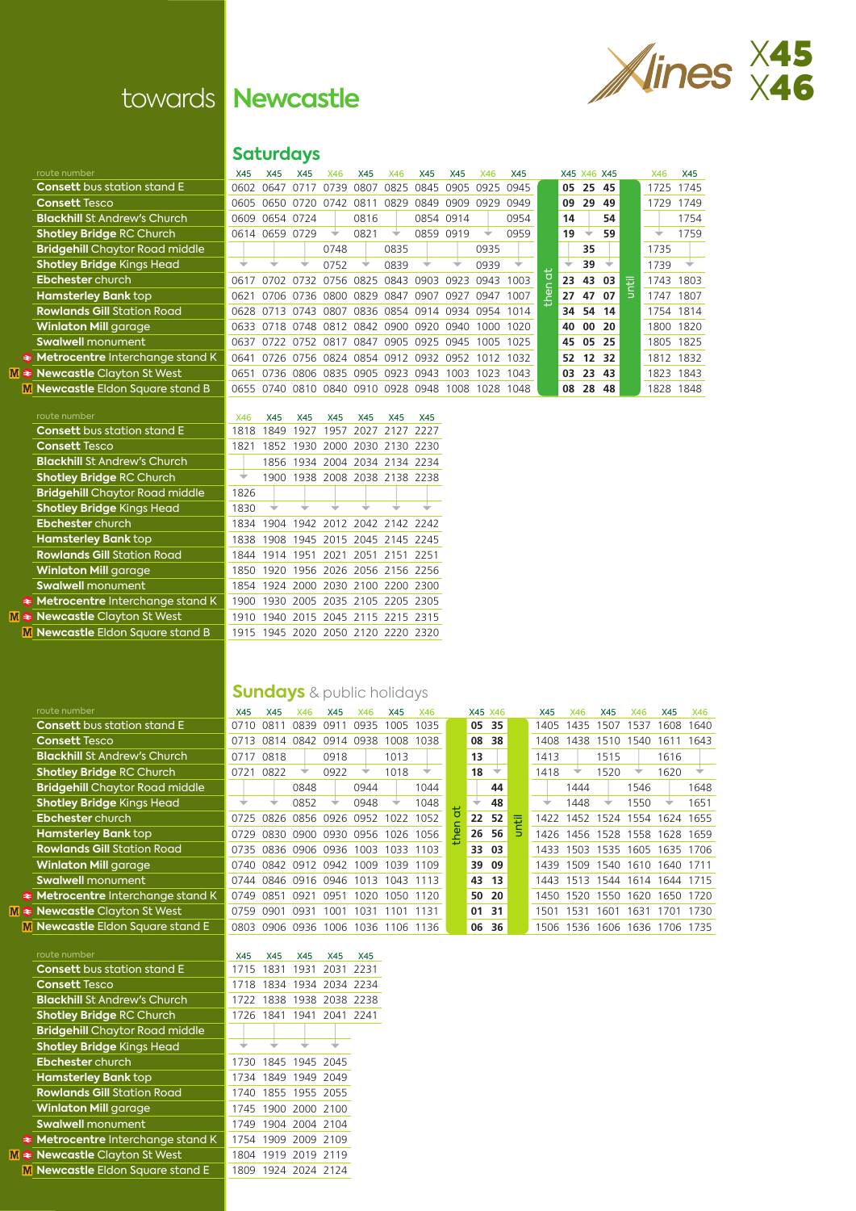# towards Newcastle

X45 X46

## Saturdays

| route number | X45 | X45 | X45 | X46 | X45 | X46 | X45 | X45 | X46 | X45 | | X45 | X46 | X45 | | X46 | X45 |
|---|---|---|---|---|---|---|---|---|---|---|---|---|---|---|---|---|---|
| Consett bus station stand E | 0602 | 0647 | 0717 | 0739 | 0807 | 0825 | 0845 | 0905 | 0925 | 0945 | then at | 05 | 25 | 45 | until | 1725 | 1745 |
| Consett Tesco | 0605 | 0650 | 0720 | 0742 | 0811 | 0829 | 0849 | 0909 | 0929 | 0949 | | 09 | 29 | 49 | | 1729 | 1749 |
| Blackhill St Andrew's Church | 0609 | 0654 | 0724 | | 0816 | | 0854 | 0914 | | 0954 | | 14 | | 54 | | | 1754 |
| Shotley Bridge RC Church | 0614 | 0659 | 0729 | ↓ | 0821 | ↓ | 0859 | 0919 | ↓ | 0959 | | 19 | ↓ | 59 | | ↓ | 1759 |
| Bridgehill Chaytor Road middle | | | | 0748 | | 0835 | | | 0935 | | | | 35 | | | 1735 | |
| Shotley Bridge Kings Head | ↓ | ↓ | ↓ | 0752 | ↓ | 0839 | ↓ | ↓ | 0939 | ↓ | | ↓ | 39 | ↓ | | 1739 | ↓ |
| Ebchester church | 0617 | 0702 | 0732 | 0756 | 0825 | 0843 | 0903 | 0923 | 0943 | 1003 | | 23 | 43 | 03 | | 1743 | 1803 |
| Hamsterley Bank top | 0621 | 0706 | 0736 | 0800 | 0829 | 0847 | 0907 | 0927 | 0947 | 1007 | | 27 | 47 | 07 | | 1747 | 1807 |
| Rowlands Gill Station Road | 0628 | 0713 | 0743 | 0807 | 0836 | 0854 | 0914 | 0934 | 0954 | 1014 | | 34 | 54 | 14 | | 1754 | 1814 |
| Winlaton Mill garage | 0633 | 0718 | 0748 | 0812 | 0842 | 0900 | 0920 | 0940 | 1000 | 1020 | | 40 | 00 | 20 | | 1800 | 1820 |
| Swalwell monument | 0637 | 0722 | 0752 | 0817 | 0847 | 0905 | 0925 | 0945 | 1005 | 1025 | | 45 | 05 | 25 | | 1805 | 1825 |
| Metrocentre Interchange stand K | 0641 | 0726 | 0756 | 0824 | 0854 | 0912 | 0932 | 0952 | 1012 | 1032 | | 52 | 12 | 32 | | 1812 | 1832 |
| Newcastle Clayton St West | 0651 | 0736 | 0806 | 0835 | 0905 | 0923 | 0943 | 1003 | 1023 | 1043 | | 03 | 23 | 43 | | 1823 | 1843 |
| Newcastle Eldon Square stand B | 0655 | 0740 | 0810 | 0840 | 0910 | 0928 | 0948 | 1008 | 1028 | 1048 | | 08 | 28 | 48 | | 1828 | 1848 |

| route number | X46 | X45 | X45 | X45 | X45 | X45 | X45 |
|---|---|---|---|---|---|---|---|
| Consett bus station stand E | 1818 | 1849 | 1927 | 1957 | 2027 | 2127 | 2227 |
| Consett Tesco | 1821 | 1852 | 1930 | 2000 | 2030 | 2130 | 2230 |
| Blackhill St Andrew's Church | | 1856 | 1934 | 2004 | 2034 | 2134 | 2234 |
| Shotley Bridge RC Church | ↓ | 1900 | 1938 | 2008 | 2038 | 2138 | 2238 |
| Bridgehill Chaytor Road middle | 1826 | | | | | | |
| Shotley Bridge Kings Head | 1830 | ↓ | ↓ | ↓ | ↓ | ↓ | ↓ |
| Ebchester church | 1834 | 1904 | 1942 | 2012 | 2042 | 2142 | 2242 |
| Hamsterley Bank top | 1838 | 1908 | 1945 | 2015 | 2045 | 2145 | 2245 |
| Rowlands Gill Station Road | 1844 | 1914 | 1951 | 2021 | 2051 | 2151 | 2251 |
| Winlaton Mill garage | 1850 | 1920 | 1956 | 2026 | 2056 | 2156 | 2256 |
| Swalwell monument | 1854 | 1924 | 2000 | 2030 | 2100 | 2200 | 2300 |
| Metrocentre Interchange stand K | 1900 | 1930 | 2005 | 2035 | 2105 | 2205 | 2305 |
| Newcastle Clayton St West | 1910 | 1940 | 2015 | 2045 | 2115 | 2215 | 2315 |
| Newcastle Eldon Square stand B | 1915 | 1945 | 2020 | 2050 | 2120 | 2220 | 2320 |

## Sundays & public holidays

| route number | X45 | X45 | X46 | X45 | X46 | X45 | X46 | | X45 | X46 | | X45 | X46 | X45 | X46 | X45 | X46 |
|---|---|---|---|---|---|---|---|---|---|---|---|---|---|---|---|---|---|
| Consett bus station stand E | 0710 | 0811 | 0839 | 0911 | 0935 | 1005 | 1035 | then at | 05 | 35 | until | 1405 | 1435 | 1507 | 1537 | 1608 | 1640 |
| Consett Tesco | 0713 | 0814 | 0842 | 0914 | 0938 | 1008 | 1038 | | 08 | 38 | | 1408 | 1438 | 1510 | 1540 | 1611 | 1643 |
| Blackhill St Andrew's Church | 0717 | 0818 | | 0918 | | 1013 | | | 13 | | | 1413 | | 1515 | | 1616 | |
| Shotley Bridge RC Church | 0721 | 0822 | ↓ | 0922 | ↓ | 1018 | ↓ | | 18 | ↓ | | 1418 | ↓ | 1520 | ↓ | 1620 | ↓ |
| Bridgehill Chaytor Road middle | | | 0848 | | 0944 | | 1044 | | | 44 | | | 1444 | | 1546 | | 1648 |
| Shotley Bridge Kings Head | ↓ | ↓ | 0852 | ↓ | 0948 | ↓ | 1048 | | ↓ | 48 | | ↓ | 1448 | ↓ | 1550 | ↓ | 1651 |
| Ebchester church | 0725 | 0826 | 0856 | 0926 | 0952 | 1022 | 1052 | | 22 | 52 | | 1422 | 1452 | 1524 | 1554 | 1624 | 1655 |
| Hamsterley Bank top | 0729 | 0830 | 0900 | 0930 | 0956 | 1026 | 1056 | | 26 | 56 | | 1426 | 1456 | 1528 | 1558 | 1628 | 1659 |
| Rowlands Gill Station Road | 0735 | 0836 | 0906 | 0936 | 1003 | 1033 | 1103 | | 33 | 03 | | 1433 | 1503 | 1535 | 1605 | 1635 | 1706 |
| Winlaton Mill garage | 0740 | 0842 | 0912 | 0942 | 1009 | 1039 | 1109 | | 39 | 09 | | 1439 | 1509 | 1540 | 1610 | 1640 | 1711 |
| Swalwell monument | 0744 | 0846 | 0916 | 0946 | 1013 | 1043 | 1113 | | 43 | 13 | | 1443 | 1513 | 1544 | 1614 | 1644 | 1715 |
| Metrocentre Interchange stand K | 0749 | 0851 | 0921 | 0951 | 1020 | 1050 | 1120 | | 50 | 20 | | 1450 | 1520 | 1550 | 1620 | 1650 | 1720 |
| Newcastle Clayton St West | 0759 | 0901 | 0931 | 1001 | 1031 | 1101 | 1131 | | 01 | 31 | | 1501 | 1531 | 1601 | 1631 | 1701 | 1730 |
| Newcastle Eldon Square stand E | 0803 | 0906 | 0936 | 1006 | 1036 | 1106 | 1136 | | 06 | 36 | | 1506 | 1536 | 1606 | 1636 | 1706 | 1735 |

| route number | X45 | X45 | X45 | X45 | X45 |
|---|---|---|---|---|---|
| Consett bus station stand E | 1715 | 1831 | 1931 | 2031 | 2231 |
| Consett Tesco | 1718 | 1834 | 1934 | 2034 | 2234 |
| Blackhill St Andrew's Church | 1722 | 1838 | 1938 | 2038 | 2238 |
| Shotley Bridge RC Church | 1726 | 1841 | 1941 | 2041 | 2241 |
| Bridgehill Chaytor Road middle | | | | | |
| Shotley Bridge Kings Head | ↓ | ↓ | ↓ | ↓ | |
| Ebchester church | 1730 | 1845 | 1945 | 2045 | |
| Hamsterley Bank top | 1734 | 1849 | 1949 | 2049 | |
| Rowlands Gill Station Road | 1740 | 1855 | 1955 | 2055 | |
| Winlaton Mill garage | 1745 | 1900 | 2000 | 2100 | |
| Swalwell monument | 1749 | 1904 | 2004 | 2104 | |
| Metrocentre Interchange stand K | 1754 | 1909 | 2009 | 2109 | |
| Newcastle Clayton St West | 1804 | 1919 | 2019 | 2119 | |
| Newcastle Eldon Square stand E | 1809 | 1924 | 2024 | 2124 | |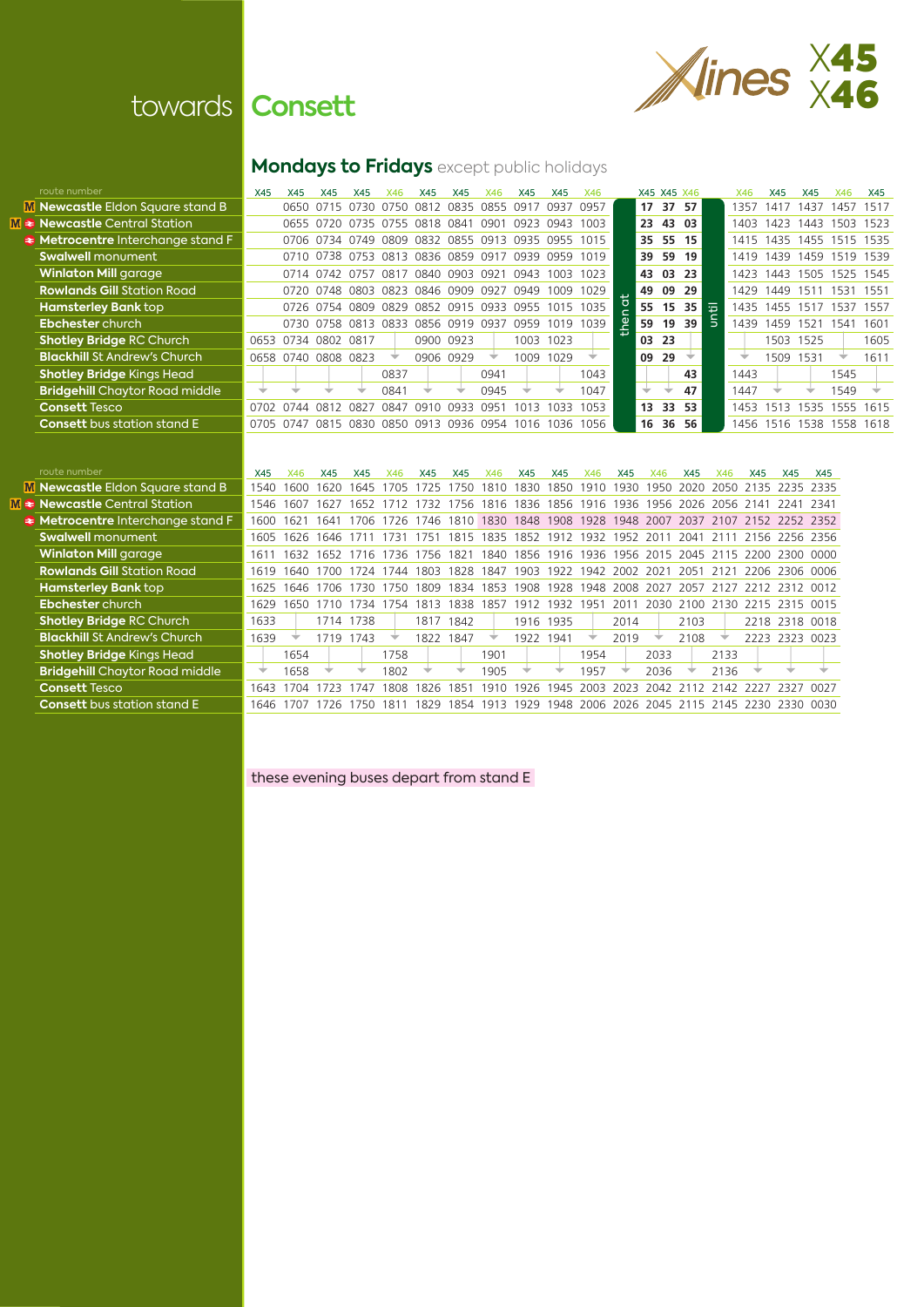# towards Consett

**X45 X46**

## Mondays to Fridays except public holidays

| route number | X45 | X45 | X45 | X45 | X46 | X45 | X45 | X46 | X45 | X45 | X46 | | X45 | X45 | X46 | | X46 | X45 | X45 | X46 | X45 |
|---|---|---|---|---|---|---|---|---|---|---|---|---|---|---|---|---|---|---|---|---|---|
| Newcastle Eldon Square stand B | | 0650 | 0715 | 0730 | 0750 | 0812 | 0835 | 0855 | 0917 | 0937 | 0957 | then at | 17 | 37 | 57 | until | 1357 | 1417 | 1437 | 1457 | 1517 |
| Newcastle Central Station | | 0655 | 0720 | 0735 | 0755 | 0818 | 0841 | 0901 | 0923 | 0943 | 1003 | | 23 | 43 | 03 | | 1403 | 1423 | 1443 | 1503 | 1523 |
| Metrocentre Interchange stand F | | 0706 | 0734 | 0749 | 0809 | 0832 | 0855 | 0913 | 0935 | 0955 | 1015 | | 35 | 55 | 15 | | 1415 | 1435 | 1455 | 1515 | 1535 |
| Swalwell monument | | 0710 | 0738 | 0753 | 0813 | 0836 | 0859 | 0917 | 0939 | 0959 | 1019 | | 39 | 59 | 19 | | 1419 | 1439 | 1459 | 1519 | 1539 |
| Winlaton Mill garage | | 0714 | 0742 | 0757 | 0817 | 0840 | 0903 | 0921 | 0943 | 1003 | 1023 | | 43 | 03 | 23 | | 1423 | 1443 | 1505 | 1525 | 1545 |
| Rowlands Gill Station Road | | 0720 | 0748 | 0803 | 0823 | 0846 | 0909 | 0927 | 0949 | 1009 | 1029 | | 49 | 09 | 29 | | 1429 | 1449 | 1511 | 1531 | 1551 |
| Hamsterley Bank top | | 0726 | 0754 | 0809 | 0829 | 0852 | 0915 | 0933 | 0955 | 1015 | 1035 | | 55 | 15 | 35 | | 1435 | 1455 | 1517 | 1537 | 1557 |
| Ebchester church | | 0730 | 0758 | 0813 | 0833 | 0856 | 0919 | 0937 | 0959 | 1019 | 1039 | | 59 | 19 | 39 | | 1439 | 1459 | 1521 | 1541 | 1601 |
| Shotley Bridge RC Church | 0653 | 0734 | 0802 | 0817 | | 0900 | 0923 | | 1003 | 1023 | | | 03 | 23 | | | | 1503 | 1525 | | 1605 |
| Blackhill St Andrew's Church | 0658 | 0740 | 0808 | 0823 | ↓ | 0906 | 0929 | ↓ | 1009 | 1029 | ↓ | | 09 | 29 | ↓ | | ↓ | 1509 | 1531 | ↓ | 1611 |
| Shotley Bridge Kings Head | | | | | 0837 | | | 0941 | | | 1043 | | | | 43 | | 1443 | | | 1545 | |
| Bridgehill Chaytor Road middle | ↓ | ↓ | ↓ | ↓ | 0841 | ↓ | ↓ | 0945 | ↓ | ↓ | 1047 | | ↓ | ↓ | 47 | | 1447 | ↓ | ↓ | 1549 | ↓ |
| Consett Tesco | 0702 | 0744 | 0812 | 0827 | 0847 | 0910 | 0933 | 0951 | 1013 | 1033 | 1053 | | 13 | 33 | 53 | | 1453 | 1513 | 1535 | 1555 | 1615 |
| Consett bus station stand E | 0705 | 0747 | 0815 | 0830 | 0850 | 0913 | 0936 | 0954 | 1016 | 1036 | 1056 | | 16 | 36 | 56 | | 1456 | 1516 | 1538 | 1558 | 1618 |

| route number | X45 | X46 | X45 | X45 | X46 | X45 | X45 | X46 | X45 | X45 | X46 | X45 | X46 | X45 | X46 | X45 | X45 | X45 |
|---|---|---|---|---|---|---|---|---|---|---|---|---|---|---|---|---|---|---|
| Newcastle Eldon Square stand B | 1540 | 1600 | 1620 | 1645 | 1705 | 1725 | 1750 | 1810 | 1830 | 1850 | 1910 | 1930 | 1950 | 2020 | 2050 | 2135 | 2235 | 2335 |
| Newcastle Central Station | 1546 | 1607 | 1627 | 1652 | 1712 | 1732 | 1756 | 1816 | 1836 | 1856 | 1916 | 1936 | 1956 | 2026 | 2056 | 2141 | 2241 | 2341 |
| Metrocentre Interchange stand F | 1600 | 1621 | 1641 | 1706 | 1726 | 1746 | 1810 | 1830 | 1848 | 1908 | 1928 | 1948 | 2007 | 2037 | 2107 | 2152 | 2252 | 2352 |
| Swalwell monument | 1605 | 1626 | 1646 | 1711 | 1731 | 1751 | 1815 | 1835 | 1852 | 1912 | 1932 | 1952 | 2011 | 2041 | 2111 | 2156 | 2256 | 2356 |
| Winlaton Mill garage | 1611 | 1632 | 1652 | 1716 | 1736 | 1756 | 1821 | 1840 | 1856 | 1916 | 1936 | 1956 | 2015 | 2045 | 2115 | 2200 | 2300 | 0000 |
| Rowlands Gill Station Road | 1619 | 1640 | 1700 | 1724 | 1744 | 1803 | 1828 | 1847 | 1903 | 1922 | 1942 | 2002 | 2021 | 2051 | 2121 | 2206 | 2306 | 0006 |
| Hamsterley Bank top | 1625 | 1646 | 1706 | 1730 | 1750 | 1809 | 1834 | 1853 | 1908 | 1928 | 1948 | 2008 | 2027 | 2057 | 2127 | 2212 | 2312 | 0012 |
| Ebchester church | 1629 | 1650 | 1710 | 1734 | 1754 | 1813 | 1838 | 1857 | 1912 | 1932 | 1951 | 2011 | 2030 | 2100 | 2130 | 2215 | 2315 | 0015 |
| Shotley Bridge RC Church | 1633 | | 1714 | 1738 | | 1817 | 1842 | | 1916 | 1935 | | 2014 | | 2103 | | 2218 | 2318 | 0018 |
| Blackhill St Andrew's Church | 1639 | ↓ | 1719 | 1743 | ↓ | 1822 | 1847 | ↓ | 1922 | 1941 | ↓ | 2019 | ↓ | 2108 | ↓ | 2223 | 2323 | 0023 |
| Shotley Bridge Kings Head | | 1654 | | | 1758 | | | 1901 | | | 1954 | | 2033 | | 2133 | | | |
| Bridgehill Chaytor Road middle | ↓ | 1658 | ↓ | ↓ | 1802 | ↓ | ↓ | 1905 | ↓ | ↓ | 1957 | ↓ | 2036 | ↓ | 2136 | ↓ | ↓ | ↓ |
| Consett Tesco | 1643 | 1704 | 1723 | 1747 | 1808 | 1826 | 1851 | 1910 | 1926 | 1945 | 2003 | 2023 | 2042 | 2112 | 2142 | 2227 | 2327 | 0027 |
| Consett bus station stand E | 1646 | 1707 | 1726 | 1750 | 1811 | 1829 | 1854 | 1913 | 1929 | 1948 | 2006 | 2026 | 2045 | 2115 | 2145 | 2230 | 2330 | 0030 |

these evening buses depart from stand E (Metrocentre Interchange departures from 1830 to 2352)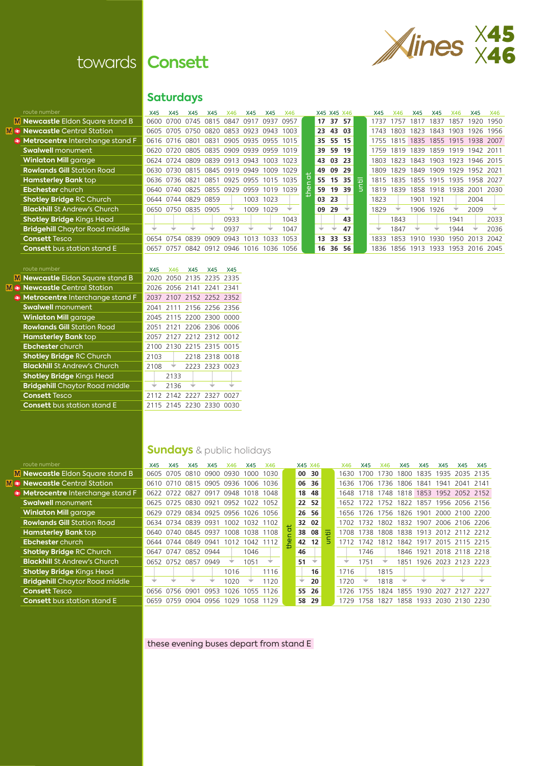# towards Consett

X45 X46

## Saturdays

| route number | X45 | X45 | X45 | X45 | X46 | X45 | X45 | X46 | then at | X45 | X45 | X46 | until | X45 | X46 | X45 | X45 | X46 | X45 | X46 |
|---|---|---|---|---|---|---|---|---|---|---|---|---|---|---|---|---|---|---|---|---|
| Newcastle Eldon Square stand B | 0600 | 0700 | 0745 | 0815 | 0847 | 0917 | 0937 | 0957 | | 17 | 37 | 57 | | 1737 | 1757 | 1817 | 1837 | 1857 | 1920 | 1950 |
| Newcastle Central Station | 0605 | 0705 | 0750 | 0820 | 0853 | 0923 | 0943 | 1003 | | 23 | 43 | 03 | | 1743 | 1803 | 1823 | 1843 | 1903 | 1926 | 1956 |
| Metrocentre Interchange stand F | 0616 | 0716 | 0801 | 0831 | 0905 | 0935 | 0955 | 1015 | | 35 | 55 | 15 | | 1755 | 1815 | 1835 | 1855 | 1915 | 1938 | 2007 |
| Swalwell monument | 0620 | 0720 | 0805 | 0835 | 0909 | 0939 | 0959 | 1019 | | 39 | 59 | 19 | | 1759 | 1819 | 1839 | 1859 | 1919 | 1942 | 2011 |
| Winlaton Mill garage | 0624 | 0724 | 0809 | 0839 | 0913 | 0943 | 1003 | 1023 | | 43 | 03 | 23 | | 1803 | 1823 | 1843 | 1903 | 1923 | 1946 | 2015 |
| Rowlands Gill Station Road | 0630 | 0730 | 0815 | 0845 | 0919 | 0949 | 1009 | 1029 | | 49 | 09 | 29 | | 1809 | 1829 | 1849 | 1909 | 1929 | 1952 | 2021 |
| Hamsterley Bank top | 0636 | 0736 | 0821 | 0851 | 0925 | 0955 | 1015 | 1035 | | 55 | 15 | 35 | | 1815 | 1835 | 1855 | 1915 | 1935 | 1958 | 2027 |
| Ebchester church | 0640 | 0740 | 0825 | 0855 | 0929 | 0959 | 1019 | 1039 | | 59 | 19 | 39 | | 1819 | 1839 | 1858 | 1918 | 1938 | 2001 | 2030 |
| Shotley Bridge RC Church | 0644 | 0744 | 0829 | 0859 | | 1003 | 1023 | | | 03 | 23 | | | 1823 | | 1901 | 1921 | | 2004 | |
| Blackhill St Andrew's Church | 0650 | 0750 | 0835 | 0905 | ↓ | 1009 | 1029 | ↓ | | 09 | 29 | ↓ | | 1829 | ↓ | 1906 | 1926 | ↓ | 2009 | ↓ |
| Shotley Bridge Kings Head | | | | | 0933 | | | 1043 | | | | 43 | | | 1843 | | | 1941 | | 2033 |
| Bridgehill Chaytor Road middle | ↓ | ↓ | ↓ | ↓ | 0937 | ↓ | ↓ | 1047 | | ↓ | ↓ | 47 | | ↓ | 1847 | ↓ | ↓ | 1944 | ↓ | 2036 |
| Consett Tesco | 0654 | 0754 | 0839 | 0909 | 0943 | 1013 | 1033 | 1053 | | 13 | 33 | 53 | | 1833 | 1853 | 1910 | 1930 | 1950 | 2013 | 2042 |
| Consett bus station stand E | 0657 | 0757 | 0842 | 0912 | 0946 | 1016 | 1036 | 1056 | | 16 | 36 | 56 | | 1836 | 1856 | 1913 | 1933 | 1953 | 2016 | 2045 |

| route number | X45 | X46 | X45 | X45 | X45 |
|---|---|---|---|---|---|
| Newcastle Eldon Square stand B | 2020 | 2050 | 2135 | 2235 | 2335 |
| Newcastle Central Station | 2026 | 2056 | 2141 | 2241 | 2341 |
| Metrocentre Interchange stand F | 2037 | 2107 | 2152 | 2252 | 2352 |
| Swalwell monument | 2041 | 2111 | 2156 | 2256 | 2356 |
| Winlaton Mill garage | 2045 | 2115 | 2200 | 2300 | 0000 |
| Rowlands Gill Station Road | 2051 | 2121 | 2206 | 2306 | 0006 |
| Hamsterley Bank top | 2057 | 2127 | 2212 | 2312 | 0012 |
| Ebchester church | 2100 | 2130 | 2215 | 2315 | 0015 |
| Shotley Bridge RC Church | 2103 | | 2218 | 2318 | 0018 |
| Blackhill St Andrew's Church | 2108 | ↓ | 2223 | 2323 | 0023 |
| Shotley Bridge Kings Head | | 2133 | | | |
| Bridgehill Chaytor Road middle | ↓ | 2136 | ↓ | ↓ | ↓ |
| Consett Tesco | 2112 | 2142 | 2227 | 2327 | 0027 |
| Consett bus station stand E | 2115 | 2145 | 2230 | 2330 | 0030 |

## Sundays & public holidays

| route number | X45 | X45 | X45 | X45 | X46 | X45 | X46 | then at | X45 | X46 | until | X46 | X45 | X46 | X45 | X45 | X45 | X45 | X45 |
|---|---|---|---|---|---|---|---|---|---|---|---|---|---|---|---|---|---|---|---|
| Newcastle Eldon Square stand B | 0605 | 0705 | 0810 | 0900 | 0930 | 1000 | 1030 | | 00 | 30 | | 1630 | 1700 | 1730 | 1800 | 1835 | 1935 | 2035 | 2135 |
| Newcastle Central Station | 0610 | 0710 | 0815 | 0905 | 0936 | 1006 | 1036 | | 06 | 36 | | 1636 | 1706 | 1736 | 1806 | 1841 | 1941 | 2041 | 2141 |
| Metrocentre Interchange stand F | 0622 | 0722 | 0827 | 0917 | 0948 | 1018 | 1048 | | 18 | 48 | | 1648 | 1718 | 1748 | 1818 | 1853 | 1952 | 2052 | 2152 |
| Swalwell monument | 0625 | 0725 | 0830 | 0921 | 0952 | 1022 | 1052 | | 22 | 52 | | 1652 | 1722 | 1752 | 1822 | 1857 | 1956 | 2056 | 2156 |
| Winlaton Mill garage | 0629 | 0729 | 0834 | 0925 | 0956 | 1026 | 1056 | | 26 | 56 | | 1656 | 1726 | 1756 | 1826 | 1901 | 2000 | 2100 | 2200 |
| Rowlands Gill Station Road | 0634 | 0734 | 0839 | 0931 | 1002 | 1032 | 1102 | | 32 | 02 | | 1702 | 1732 | 1802 | 1832 | 1907 | 2006 | 2106 | 2206 |
| Hamsterley Bank top | 0640 | 0740 | 0845 | 0937 | 1008 | 1038 | 1108 | | 38 | 08 | | 1708 | 1738 | 1808 | 1838 | 1913 | 2012 | 2112 | 2212 |
| Ebchester church | 0644 | 0744 | 0849 | 0941 | 1012 | 1042 | 1112 | | 42 | 12 | | 1712 | 1742 | 1812 | 1842 | 1917 | 2015 | 2115 | 2215 |
| Shotley Bridge RC Church | 0647 | 0747 | 0852 | 0944 | | 1046 | | | 46 | | | | 1746 | | 1846 | 1921 | 2018 | 2118 | 2218 |
| Blackhill St Andrew's Church | 0652 | 0752 | 0857 | 0949 | ↓ | 1051 | ↓ | | 51 | ↓ | | ↓ | 1751 | ↓ | 1851 | 1926 | 2023 | 2123 | 2223 |
| Shotley Bridge Kings Head | | | | | 1016 | | 1116 | | | 16 | | 1716 | | 1815 | | | | | |
| Bridgehill Chaytor Road middle | ↓ | ↓ | ↓ | ↓ | 1020 | ↓ | 1120 | | ↓ | 20 | | 1720 | ↓ | 1818 | ↓ | ↓ | ↓ | ↓ | ↓ |
| Consett Tesco | 0656 | 0756 | 0901 | 0953 | 1026 | 1055 | 1126 | | 55 | 26 | | 1726 | 1755 | 1824 | 1855 | 1930 | 2027 | 2127 | 2227 |
| Consett bus station stand E | 0659 | 0759 | 0904 | 0956 | 1029 | 1058 | 1129 | | 58 | 29 | | 1729 | 1758 | 1827 | 1858 | 1933 | 2030 | 2130 | 2230 |

these evening buses depart from stand E